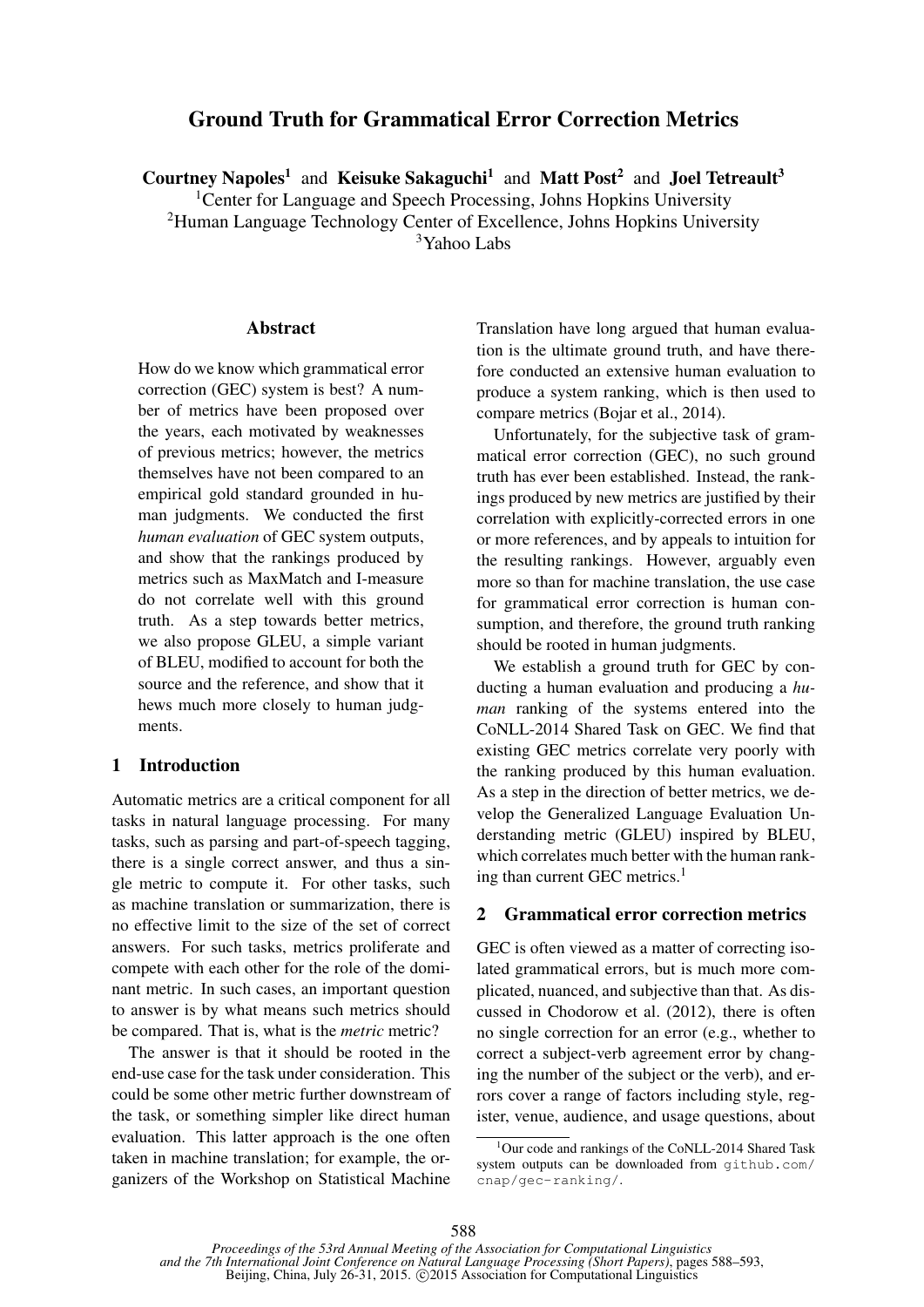# Ground Truth for Grammatical Error Correction Metrics

**Courtney Napoles**[1] and **Keisuke Sakaguchi**[1] and **Matt Post**[2] and **Joel Tetreault**[3]

[1]Center for Language and Speech Processing, Johns Hopkins University
[2]Human Language Technology Center of Excellence, Johns Hopkins University
[3]Yahoo Labs

## Abstract

How do we know which grammatical error correction (GEC) system is best? A number of metrics have been proposed over the years, each motivated by weaknesses of previous metrics; however, the metrics themselves have not been compared to an empirical gold standard grounded in human judgments. We conducted the first *human evaluation* of GEC system outputs, and show that the rankings produced by metrics such as MaxMatch and I-measure do not correlate well with this ground truth. As a step towards better metrics, we also propose GLEU, a simple variant of BLEU, modified to account for both the source and the reference, and show that it hews much more closely to human judgments.

## 1 Introduction

Automatic metrics are a critical component for all tasks in natural language processing. For many tasks, such as parsing and part-of-speech tagging, there is a single correct answer, and thus a single metric to compute it. For other tasks, such as machine translation or summarization, there is no effective limit to the size of the set of correct answers. For such tasks, metrics proliferate and compete with each other for the role of the dominant metric. In such cases, an important question to answer is by what means such metrics should be compared. That is, what is the *metric* metric?

The answer is that it should be rooted in the end-use case for the task under consideration. This could be some other metric further downstream of the task, or something simpler like direct human evaluation. This latter approach is the one often taken in machine translation; for example, the organizers of the Workshop on Statistical Machine Translation have long argued that human evaluation is the ultimate ground truth, and have therefore conducted an extensive human evaluation to produce a system ranking, which is then used to compare metrics (Bojar et al., 2014).

Unfortunately, for the subjective task of grammatical error correction (GEC), no such ground truth has ever been established. Instead, the rankings produced by new metrics are justified by their correlation with explicitly-corrected errors in one or more references, and by appeals to intuition for the resulting rankings. However, arguably even more so than for machine translation, the use case for grammatical error correction is human consumption, and therefore, the ground truth ranking should be rooted in human judgments.

We establish a ground truth for GEC by conducting a human evaluation and producing a *human* ranking of the systems entered into the CoNLL-2014 Shared Task on GEC. We find that existing GEC metrics correlate very poorly with the ranking produced by this human evaluation. As a step in the direction of better metrics, we develop the Generalized Language Evaluation Understanding metric (GLEU) inspired by BLEU, which correlates much better with the human ranking than current GEC metrics.[1]

## 2 Grammatical error correction metrics

GEC is often viewed as a matter of correcting isolated grammatical errors, but is much more complicated, nuanced, and subjective than that. As discussed in Chodorow et al. (2012), there is often no single correction for an error (e.g., whether to correct a subject-verb agreement error by changing the number of the subject or the verb), and errors cover a range of factors including style, register, venue, audience, and usage questions, about

[1]Our code and rankings of the CoNLL-2014 Shared Task system outputs can be downloaded from github.com/cnap/gec-ranking/.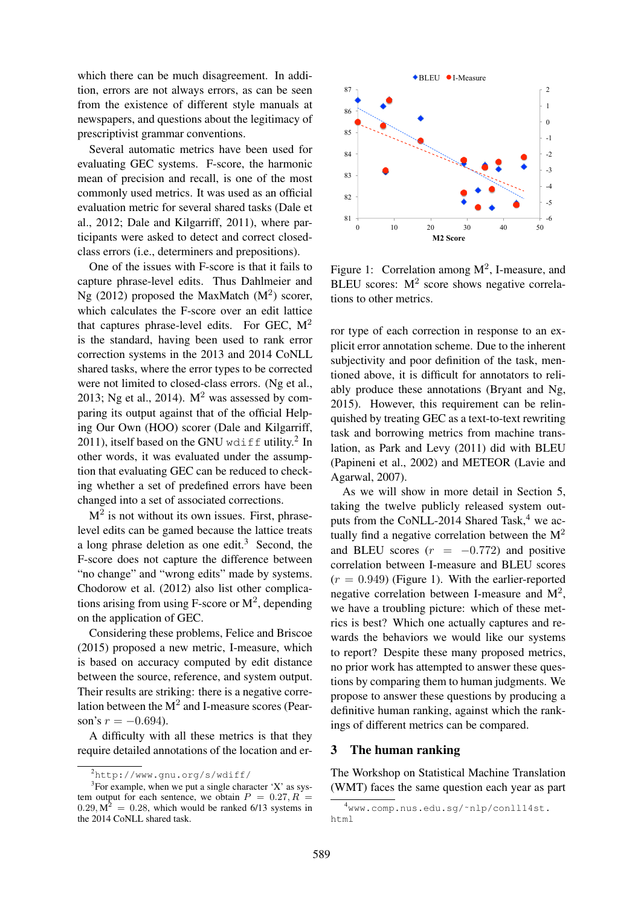which there can be much disagreement. In addition, errors are not always errors, as can be seen from the existence of different style manuals at newspapers, and questions about the legitimacy of prescriptivist grammar conventions.

Several automatic metrics have been used for evaluating GEC systems. F-score, the harmonic mean of precision and recall, is one of the most commonly used metrics. It was used as an official evaluation metric for several shared tasks (Dale et al., 2012; Dale and Kilgarriff, 2011), where participants were asked to detect and correct closed-class errors (i.e., determiners and prepositions).

One of the issues with F-score is that it fails to capture phrase-level edits. Thus Dahlmeier and Ng (2012) proposed the MaxMatch ($M^2$) scorer, which calculates the F-score over an edit lattice that captures phrase-level edits. For GEC, $M^2$ is the standard, having been used to rank error correction systems in the 2013 and 2014 CoNLL shared tasks, where the error types to be corrected were not limited to closed-class errors. (Ng et al., 2013; Ng et al., 2014). $M^2$ was assessed by comparing its output against that of the official Helping Our Own (HOO) scorer (Dale and Kilgarriff, 2011), itself based on the GNU `wdiff` utility.[2] In other words, it was evaluated under the assumption that evaluating GEC can be reduced to checking whether a set of predefined errors have been changed into a set of associated corrections.

$M^2$ is not without its own issues. First, phrase-level edits can be gamed because the lattice treats a long phrase deletion as one edit.[3] Second, the F-score does not capture the difference between "no change" and "wrong edits" made by systems. Chodorow et al. (2012) also list other complications arising from using F-score or $M^2$, depending on the application of GEC.

Considering these problems, Felice and Briscoe (2015) proposed a new metric, I-measure, which is based on accuracy computed by edit distance between the source, reference, and system output. Their results are striking: there is a negative correlation between the $M^2$ and I-measure scores (Pearson's $r = -0.694$).

A difficulty with all these metrics is that they require detailed annotations of the location and error type of each correction in response to an explicit error annotation scheme. Due to the inherent subjectivity and poor definition of the task, mentioned above, it is difficult for annotators to reliably produce these annotations (Bryant and Ng, 2015). However, this requirement can be relinquished by treating GEC as a text-to-text rewriting task and borrowing metrics from machine translation, as Park and Levy (2011) did with BLEU (Papineni et al., 2002) and METEOR (Lavie and Agarwal, 2007).

As we will show in more detail in Section 5, taking the twelve publicly released system outputs from the CoNLL-2014 Shared Task,[4] we actually find a negative correlation between the $M^2$ and BLEU scores ($r = -0.772$) and positive correlation between I-measure and BLEU scores ($r = 0.949$) (Figure 1). With the earlier-reported negative correlation between I-measure and $M^2$, we have a troubling picture: which of these metrics is best? Which one actually captures and rewards the behaviors we would like our systems to report? Despite these many proposed metrics, no prior work has attempted to answer these questions by comparing them to human judgments. We propose to answer these questions by producing a definitive human ranking, against which the rankings of different metrics can be compared.

Figure 1: Correlation among $M^2$, I-measure, and BLEU scores: $M^2$ score shows negative correlations to other metrics.

## 3 The human ranking

The Workshop on Statistical Machine Translation (WMT) faces the same question each year as part

[2] `http://www.gnu.org/s/wdiff/`

[3] For example, when we put a single character 'X' as system output for each sentence, we obtain $P = 0.27, R = 0.29, M^2 = 0.28$, which would be ranked 6/13 systems in the 2014 CoNLL shared task.

[4] `www.comp.nus.edu.sg/~nlp/conll14st.html`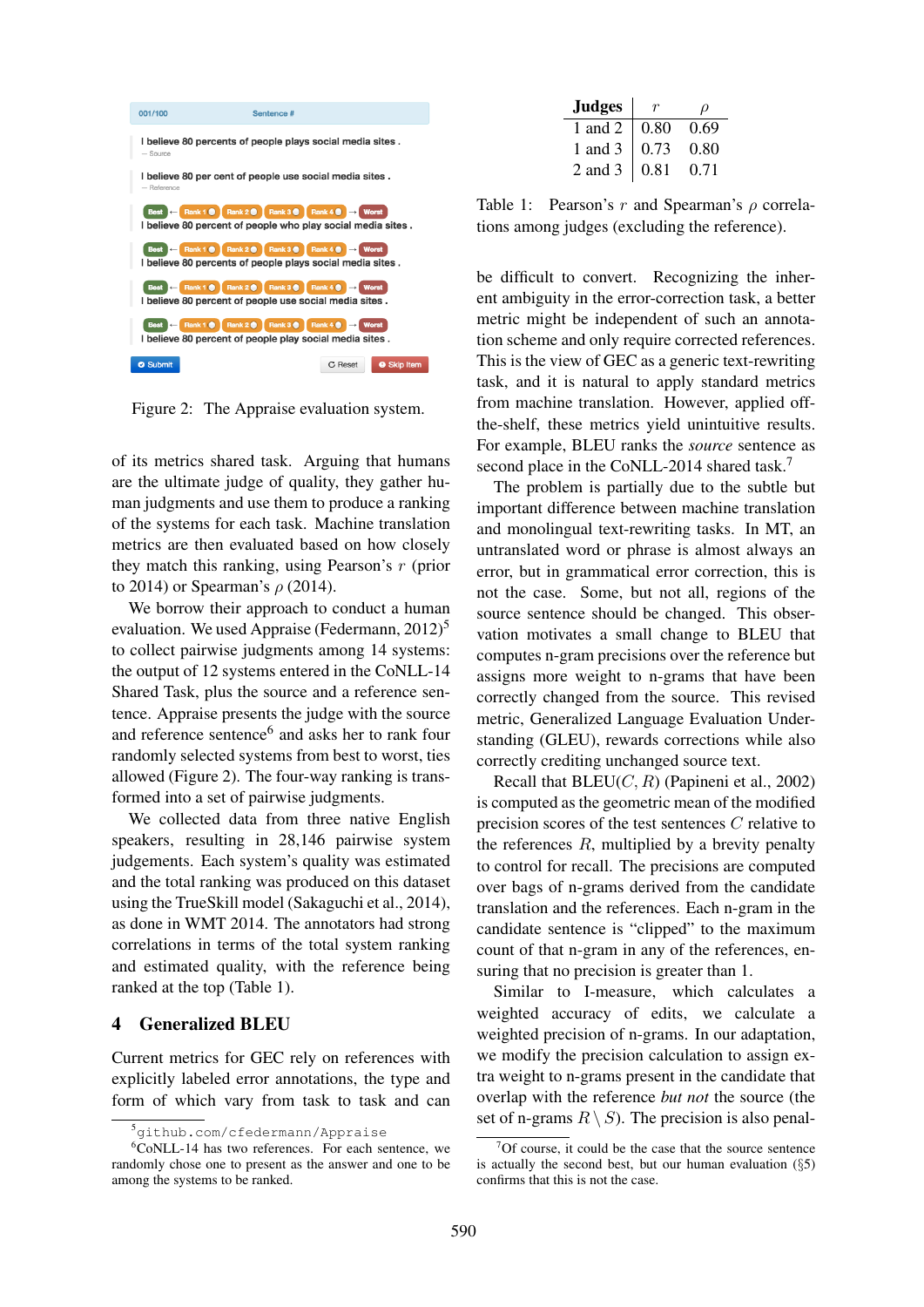Figure 2: The Appraise evaluation system.

of its metrics shared task. Arguing that humans are the ultimate judge of quality, they gather human judgments and use them to produce a ranking of the systems for each task. Machine translation metrics are then evaluated based on how closely they match this ranking, using Pearson's $r$ (prior to 2014) or Spearman's $\rho$ (2014).

We borrow their approach to conduct a human evaluation. We used Appraise (Federmann, 2012)[5] to collect pairwise judgments among 14 systems: the output of 12 systems entered in the CoNLL-14 Shared Task, plus the source and a reference sentence. Appraise presents the judge with the source and reference sentence[6] and asks her to rank four randomly selected systems from best to worst, ties allowed (Figure 2). The four-way ranking is transformed into a set of pairwise judgments.

We collected data from three native English speakers, resulting in 28,146 pairwise system judgements. Each system's quality was estimated and the total ranking was produced on this dataset using the TrueSkill model (Sakaguchi et al., 2014), as done in WMT 2014. The annotators had strong correlations in terms of the total system ranking and estimated quality, with the reference being ranked at the top (Table 1).

| Judges | $r$ | $\rho$ |
|---|---|---|
| 1 and 2 | 0.80 | 0.69 |
| 1 and 3 | 0.73 | 0.80 |
| 2 and 3 | 0.81 | 0.71 |

Table 1: Pearson's $r$ and Spearman's $\rho$ correlations among judges (excluding the reference).

## 4 Generalized BLEU

Current metrics for GEC rely on references with explicitly labeled error annotations, the type and form of which vary from task to task and can be difficult to convert. Recognizing the inherent ambiguity in the error-correction task, a better metric might be independent of such an annotation scheme and only require corrected references. This is the view of GEC as a generic text-rewriting task, and it is natural to apply standard metrics from machine translation. However, applied off-the-shelf, these metrics yield unintuitive results. For example, BLEU ranks the *source* sentence as second place in the CoNLL-2014 shared task.[7]

The problem is partially due to the subtle but important difference between machine translation and monolingual text-rewriting tasks. In MT, an untranslated word or phrase is almost always an error, but in grammatical error correction, this is not the case. Some, but not all, regions of the source sentence should be changed. This observation motivates a small change to BLEU that computes n-gram precisions over the reference but assigns more weight to n-grams that have been correctly changed from the source. This revised metric, Generalized Language Evaluation Understanding (GLEU), rewards corrections while also correctly crediting unchanged source text.

Recall that BLEU($C, R$) (Papineni et al., 2002) is computed as the geometric mean of the modified precision scores of the test sentences $C$ relative to the references $R$, multiplied by a brevity penalty to control for recall. The precisions are computed over bags of n-grams derived from the candidate translation and the references. Each n-gram in the candidate sentence is "clipped" to the maximum count of that n-gram in any of the references, ensuring that no precision is greater than 1.

Similar to I-measure, which calculates a weighted accuracy of edits, we calculate a weighted precision of n-grams. In our adaptation, we modify the precision calculation to assign extra weight to n-grams present in the candidate that overlap with the reference *but not* the source (the set of n-grams $R \setminus S$). The precision is also penal-

[5] github.com/cfedermann/Appraise

[6] CoNLL-14 has two references. For each sentence, we randomly chose one to present as the answer and one to be among the systems to be ranked.

[7] Of course, it could be the case that the source sentence is actually the second best, but our human evaluation (§5) confirms that this is not the case.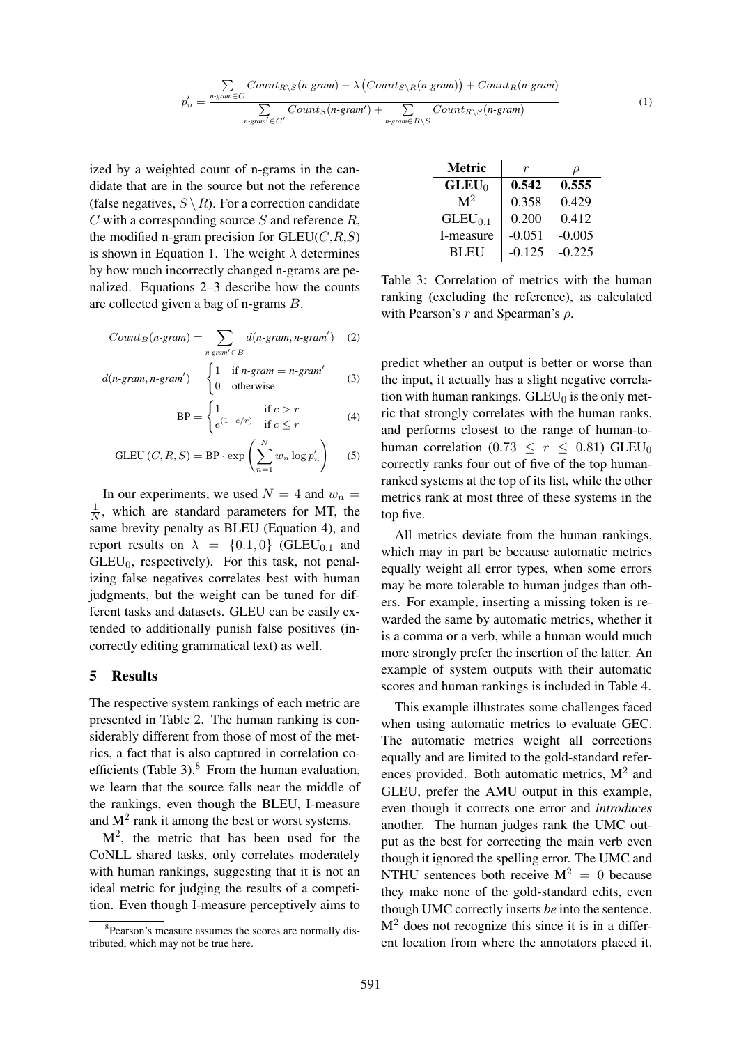$$p'_n = \frac{\sum_{\textit{n-gram} \in C} Count_{R \setminus S}(\textit{n-gram}) - \lambda \left( Count_{S \setminus R}(\textit{n-gram}) \right) + Count_R(\textit{n-gram})}{\sum_{\textit{n-gram}' \in C'} Count_S(\textit{n-gram}') + \sum_{\textit{n-gram} \in R \setminus S} Count_{R \setminus S}(\textit{n-gram})} \quad (1)$$

ized by a weighted count of n-grams in the candidate that are in the source but not the reference (false negatives, $S \setminus R$). For a correction candidate $C$ with a corresponding source $S$ and reference $R$, the modified n-gram precision for GLEU($C$,$R$,$S$) is shown in Equation 1. The weight $\lambda$ determines by how much incorrectly changed n-grams are penalized. Equations 2–3 describe how the counts are collected given a bag of n-grams $B$.

$$Count_B(\textit{n-gram}) = \sum_{\textit{n-gram}' \in B} d(\textit{n-gram}, \textit{n-gram}') \quad (2)$$

$$d(\textit{n-gram}, \textit{n-gram}') = \begin{cases} 1 & \text{if } \textit{n-gram} = \textit{n-gram}' \\ 0 & \text{otherwise} \end{cases} \quad (3)$$

$$\text{BP} = \begin{cases} 1 & \text{if } c > r \\ e^{(1-c/r)} & \text{if } c \leq r \end{cases} \quad (4)$$

$$\text{GLEU}(C, R, S) = \text{BP} \cdot \exp\left( \sum_{n=1}^{N} w_n \log p'_n \right) \quad (5)$$

In our experiments, we used $N = 4$ and $w_n = \frac{1}{N}$, which are standard parameters for MT, the same brevity penalty as BLEU (Equation 4), and report results on $\lambda = \{0.1, 0\}$ ($\text{GLEU}_{0.1}$ and $\text{GLEU}_0$, respectively). For this task, not penalizing false negatives correlates best with human judgments, but the weight can be tuned for different tasks and datasets. GLEU can be easily extended to additionally punish false positives (incorrectly editing grammatical text) as well.

## 5 Results

The respective system rankings of each metric are presented in Table 2. The human ranking is considerably different from those of most of the metrics, a fact that is also captured in correlation coefficients (Table 3).[8] From the human evaluation, we learn that the source falls near the middle of the rankings, even though the BLEU, I-measure and $\text{M}^2$ rank it among the best or worst systems.

$\text{M}^2$, the metric that has been used for the CoNLL shared tasks, only correlates moderately with human rankings, suggesting that it is not an ideal metric for judging the results of a competition. Even though I-measure perceptively aims to predict whether an output is better or worse than the input, it actually has a slight negative correlation with human rankings. $\text{GLEU}_0$ is the only metric that strongly correlates with the human ranks, and performs closest to the range of human-to-human correlation ($0.73 \leq r \leq 0.81$) $\text{GLEU}_0$ correctly ranks four out of five of the top human-ranked systems at the top of its list, while the other metrics rank at most three of these systems in the top five.

| Metric | $r$ | $\rho$ |
|---|---|---|
| **$\text{GLEU}_0$** | **0.542** | **0.555** |
| $\text{M}^2$ | 0.358 | 0.429 |
| $\text{GLEU}_{0.1}$ | 0.200 | 0.412 |
| I-measure | -0.051 | -0.005 |
| BLEU | -0.125 | -0.225 |

Table 3: Correlation of metrics with the human ranking (excluding the reference), as calculated with Pearson's $r$ and Spearman's $\rho$.

All metrics deviate from the human rankings, which may in part be because automatic metrics equally weight all error types, when some errors may be more tolerable to human judges than others. For example, inserting a missing token is rewarded the same by automatic metrics, whether it is a comma or a verb, while a human would much more strongly prefer the insertion of the latter. An example of system outputs with their automatic scores and human rankings is included in Table 4.

This example illustrates some challenges faced when using automatic metrics to evaluate GEC. The automatic metrics weight all corrections equally and are limited to the gold-standard references provided. Both automatic metrics, $\text{M}^2$ and GLEU, prefer the AMU output in this example, even though it corrects one error and *introduces* another. The human judges rank the UMC output as the best for correcting the main verb even though it ignored the spelling error. The UMC and NTHU sentences both receive $\text{M}^2 = 0$ because they make none of the gold-standard edits, even though UMC correctly inserts *be* into the sentence. $\text{M}^2$ does not recognize this since it is in a different location from where the annotators placed it.

[8] Pearson's measure assumes the scores are normally distributed, which may not be true here.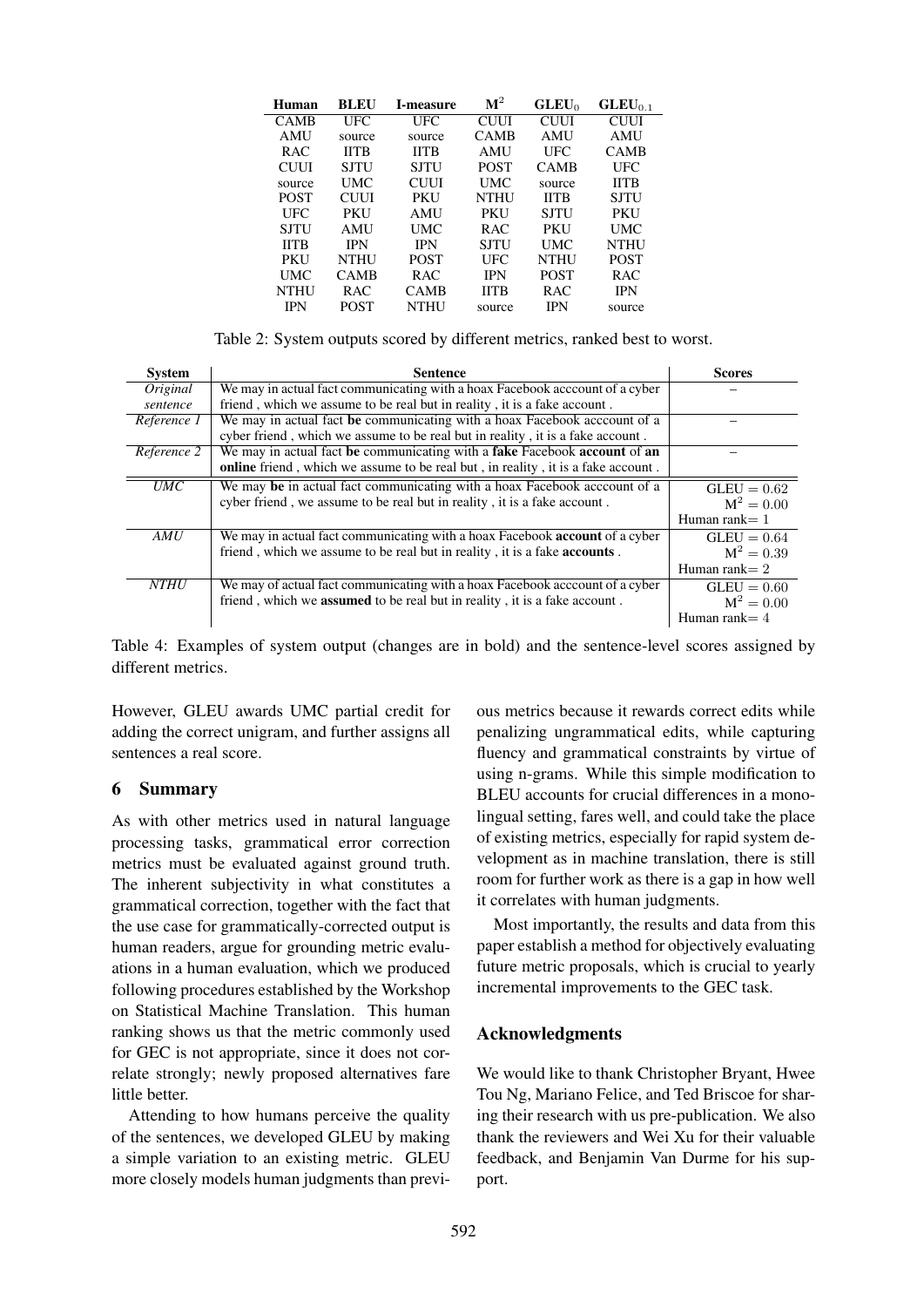| Human | BLEU | I-measure | $\mathbf{M}^2$ | $\mathbf{GLEU}_0$ | $\mathbf{GLEU}_{0.1}$ |
|---|---|---|---|---|---|
| CAMB | UFC | UFC | CUUI | CUUI | CUUI |
| AMU | source | source | CAMB | AMU | AMU |
| RAC | IITB | IITB | AMU | UFC | CAMB |
| CUUI | SJTU | SJTU | POST | CAMB | UFC |
| source | UMC | CUUI | UMC | source | IITB |
| POST | CUUI | PKU | NTHU | IITB | SJTU |
| UFC | PKU | AMU | PKU | SJTU | PKU |
| SJTU | AMU | UMC | RAC | PKU | UMC |
| IITB | IPN | IPN | SJTU | UMC | NTHU |
| PKU | NTHU | POST | UFC | NTHU | POST |
| UMC | CAMB | RAC | IPN | POST | RAC |
| NTHU | RAC | CAMB | IITB | RAC | IPN |
| IPN | POST | NTHU | source | IPN | source |

Table 2: System outputs scored by different metrics, ranked best to worst.

| System | Sentence | Scores |
|---|---|---|
| *Original sentence* | We may in actual fact communicating with a hoax Facebook acccount of a cyber friend , which we assume to be real but in reality , it is a fake account . | – |
| *Reference 1* | We may in actual fact **be** communicating with a hoax Facebook acccount of a cyber friend , which we assume to be real but in reality , it is a fake account . | – |
| *Reference 2* | We may in actual fact **be** communicating with a **fake** Facebook **account** of **an online** friend , which we assume to be real but , in reality , it is a fake account . | – |
| *UMC* | We may **be** in actual fact communicating with a hoax Facebook acccount of a cyber friend , we assume to be real but in reality , it is a fake account . | $\text{GLEU} = 0.62$ $\text{M}^2 = 0.00$ Human rank= 1 |
| *AMU* | We may in actual fact communicating with a hoax Facebook **account** of a cyber friend , which we assume to be real but in reality , it is a fake **accounts** . | $\text{GLEU} = 0.64$ $\text{M}^2 = 0.39$ Human rank= 2 |
| *NTHU* | We may of actual fact communicating with a hoax Facebook acccount of a cyber friend , which we **assumed** to be real but in reality , it is a fake account . | $\text{GLEU} = 0.60$ $\text{M}^2 = 0.00$ Human rank= 4 |

Table 4: Examples of system output (changes are in bold) and the sentence-level scores assigned by different metrics.

However, GLEU awards UMC partial credit for adding the correct unigram, and further assigns all sentences a real score.

## 6 Summary

As with other metrics used in natural language processing tasks, grammatical error correction metrics must be evaluated against ground truth. The inherent subjectivity in what constitutes a grammatical correction, together with the fact that the use case for grammatically-corrected output is human readers, argue for grounding metric evaluations in a human evaluation, which we produced following procedures established by the Workshop on Statistical Machine Translation. This human ranking shows us that the metric commonly used for GEC is not appropriate, since it does not correlate strongly; newly proposed alternatives fare little better.

Attending to how humans perceive the quality of the sentences, we developed GLEU by making a simple variation to an existing metric. GLEU more closely models human judgments than previous metrics because it rewards correct edits while penalizing ungrammatical edits, while capturing fluency and grammatical constraints by virtue of using n-grams. While this simple modification to BLEU accounts for crucial differences in a monolingual setting, fares well, and could take the place of existing metrics, especially for rapid system development as in machine translation, there is still room for further work as there is a gap in how well it correlates with human judgments.

Most importantly, the results and data from this paper establish a method for objectively evaluating future metric proposals, which is crucial to yearly incremental improvements to the GEC task.

## Acknowledgments

We would like to thank Christopher Bryant, Hwee Tou Ng, Mariano Felice, and Ted Briscoe for sharing their research with us pre-publication. We also thank the reviewers and Wei Xu for their valuable feedback, and Benjamin Van Durme for his support.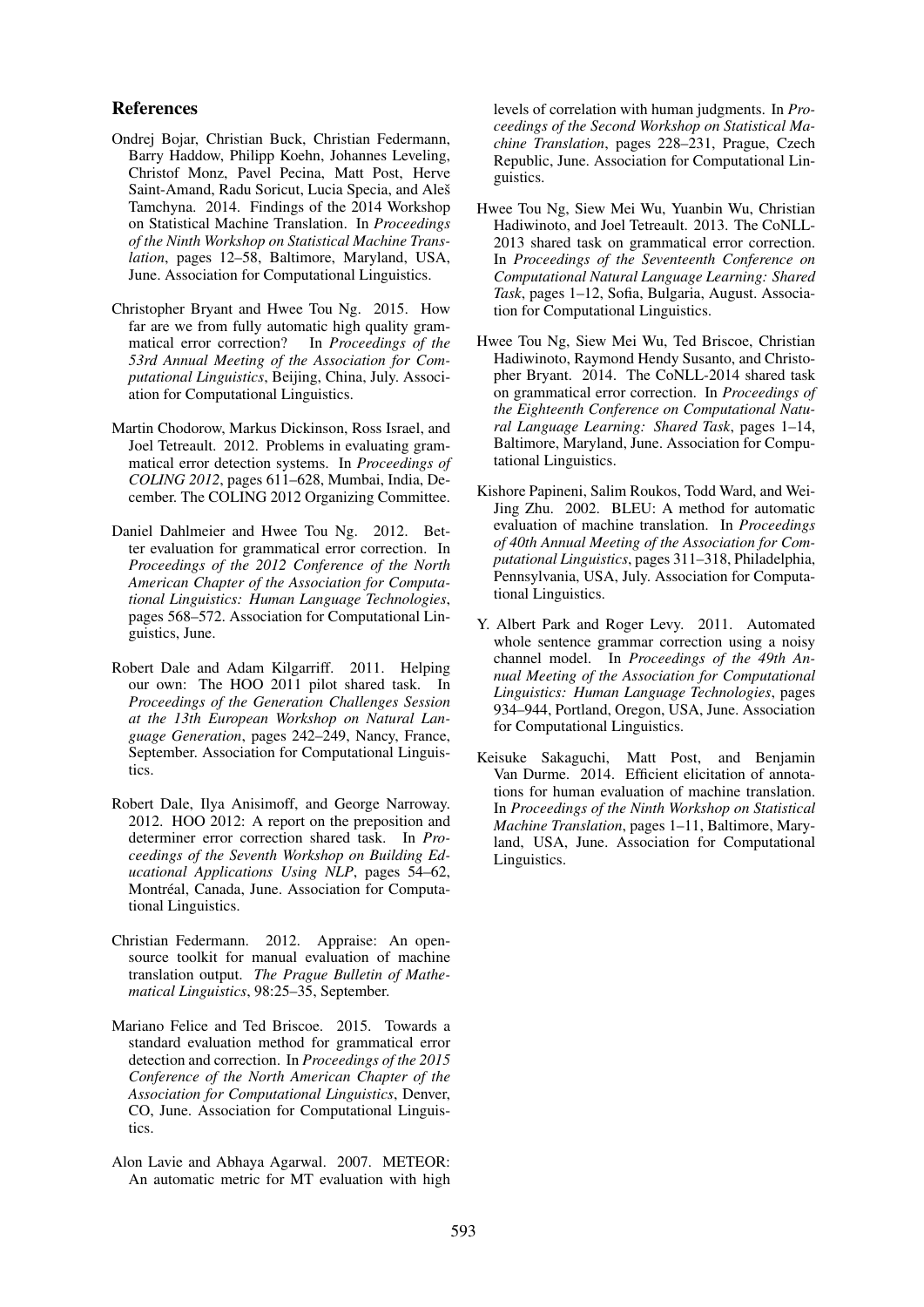## References

Ondrej Bojar, Christian Buck, Christian Federmann, Barry Haddow, Philipp Koehn, Johannes Leveling, Christof Monz, Pavel Pecina, Matt Post, Herve Saint-Amand, Radu Soricut, Lucia Specia, and Aleš Tamchyna. 2014. Findings of the 2014 Workshop on Statistical Machine Translation. In *Proceedings of the Ninth Workshop on Statistical Machine Translation*, pages 12–58, Baltimore, Maryland, USA, June. Association for Computational Linguistics.

Christopher Bryant and Hwee Tou Ng. 2015. How far are we from fully automatic high quality grammatical error correction? In *Proceedings of the 53rd Annual Meeting of the Association for Computational Linguistics*, Beijing, China, July. Association for Computational Linguistics.

Martin Chodorow, Markus Dickinson, Ross Israel, and Joel Tetreault. 2012. Problems in evaluating grammatical error detection systems. In *Proceedings of COLING 2012*, pages 611–628, Mumbai, India, December. The COLING 2012 Organizing Committee.

Daniel Dahlmeier and Hwee Tou Ng. 2012. Better evaluation for grammatical error correction. In *Proceedings of the 2012 Conference of the North American Chapter of the Association for Computational Linguistics: Human Language Technologies*, pages 568–572. Association for Computational Linguistics, June.

Robert Dale and Adam Kilgarriff. 2011. Helping our own: The HOO 2011 pilot shared task. In *Proceedings of the Generation Challenges Session at the 13th European Workshop on Natural Language Generation*, pages 242–249, Nancy, France, September. Association for Computational Linguistics.

Robert Dale, Ilya Anisimoff, and George Narroway. 2012. HOO 2012: A report on the preposition and determiner error correction shared task. In *Proceedings of the Seventh Workshop on Building Educational Applications Using NLP*, pages 54–62, Montréal, Canada, June. Association for Computational Linguistics.

Christian Federmann. 2012. Appraise: An open-source toolkit for manual evaluation of machine translation output. *The Prague Bulletin of Mathematical Linguistics*, 98:25–35, September.

Mariano Felice and Ted Briscoe. 2015. Towards a standard evaluation method for grammatical error detection and correction. In *Proceedings of the 2015 Conference of the North American Chapter of the Association for Computational Linguistics*, Denver, CO, June. Association for Computational Linguistics.

Alon Lavie and Abhaya Agarwal. 2007. METEOR: An automatic metric for MT evaluation with high levels of correlation with human judgments. In *Proceedings of the Second Workshop on Statistical Machine Translation*, pages 228–231, Prague, Czech Republic, June. Association for Computational Linguistics.

Hwee Tou Ng, Siew Mei Wu, Yuanbin Wu, Christian Hadiwinoto, and Joel Tetreault. 2013. The CoNLL-2013 shared task on grammatical error correction. In *Proceedings of the Seventeenth Conference on Computational Natural Language Learning: Shared Task*, pages 1–12, Sofia, Bulgaria, August. Association for Computational Linguistics.

Hwee Tou Ng, Siew Mei Wu, Ted Briscoe, Christian Hadiwinoto, Raymond Hendy Susanto, and Christopher Bryant. 2014. The CoNLL-2014 shared task on grammatical error correction. In *Proceedings of the Eighteenth Conference on Computational Natural Language Learning: Shared Task*, pages 1–14, Baltimore, Maryland, June. Association for Computational Linguistics.

Kishore Papineni, Salim Roukos, Todd Ward, and Wei-Jing Zhu. 2002. BLEU: A method for automatic evaluation of machine translation. In *Proceedings of 40th Annual Meeting of the Association for Computational Linguistics*, pages 311–318, Philadelphia, Pennsylvania, USA, July. Association for Computational Linguistics.

Y. Albert Park and Roger Levy. 2011. Automated whole sentence grammar correction using a noisy channel model. In *Proceedings of the 49th Annual Meeting of the Association for Computational Linguistics: Human Language Technologies*, pages 934–944, Portland, Oregon, USA, June. Association for Computational Linguistics.

Keisuke Sakaguchi, Matt Post, and Benjamin Van Durme. 2014. Efficient elicitation of annotations for human evaluation of machine translation. In *Proceedings of the Ninth Workshop on Statistical Machine Translation*, pages 1–11, Baltimore, Maryland, USA, June. Association for Computational Linguistics.